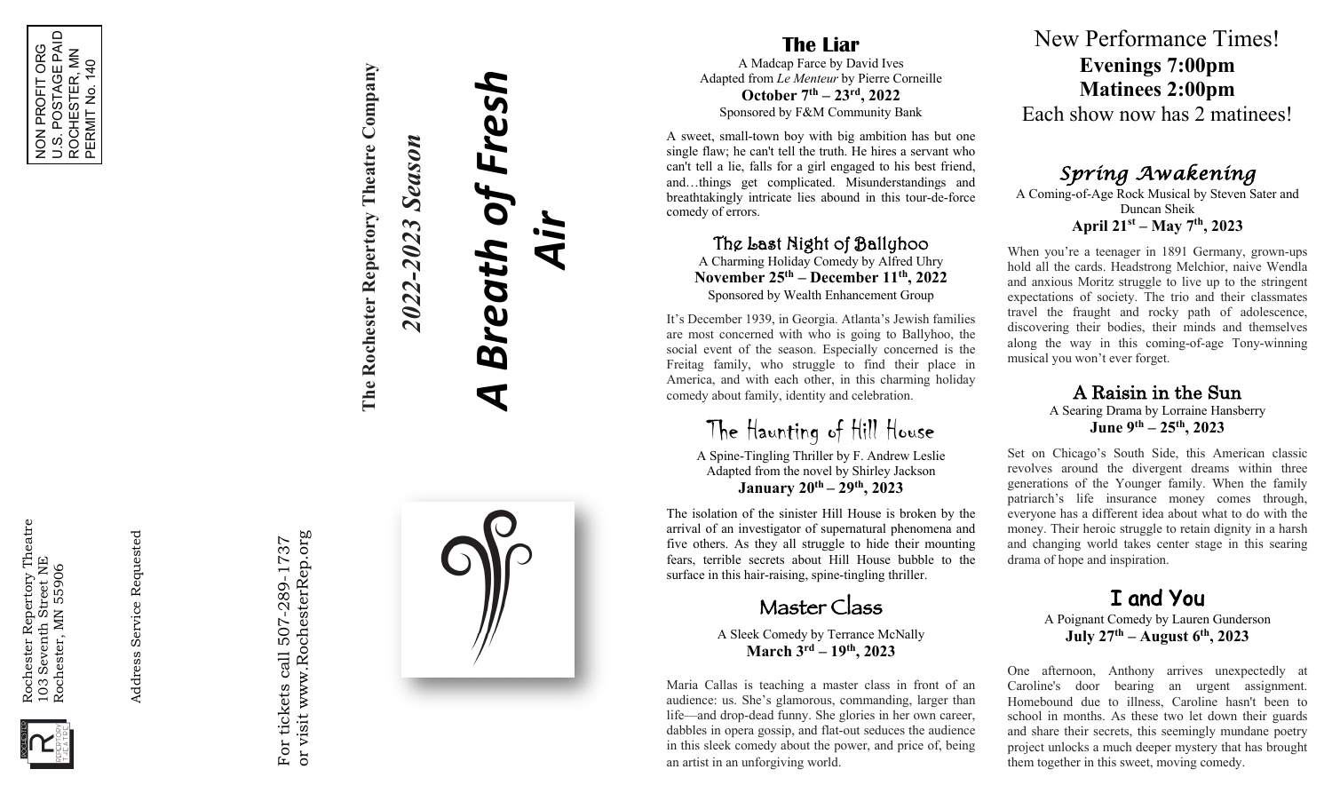NON PROFIT ORG
U.S. POSTAGE PAID
ROCHESTER, MN
PERMIT No. 140

Rochester Repertory Theatre
103 Seventh Street NE
Rochester, MN 55906

Address Service Requested

For tickets call 507-289-1737
or visit www.RochesterRep.org

**The Rochester Repertory Theatre Company**

***2022-2023 Season***

# *A Breath of Fresh Air*

## The Liar

A Madcap Farce by David Ives
Adapted from *Le Menteur* by Pierre Corneille
**October 7th – 23rd, 2022**
Sponsored by F&M Community Bank

A sweet, small-town boy with big ambition has but one single flaw; he can't tell the truth. He hires a servant who can't tell a lie, falls for a girl engaged to his best friend, and…things get complicated. Misunderstandings and breathtakingly intricate lies abound in this tour-de-force comedy of errors.

## The Last Night of Ballyhoo

A Charming Holiday Comedy by Alfred Uhry
**November 25th – December 11th, 2022**
Sponsored by Wealth Enhancement Group

It's December 1939, in Georgia. Atlanta's Jewish families are most concerned with who is going to Ballyhoo, the social event of the season. Especially concerned is the Freitag family, who struggle to find their place in America, and with each other, in this charming holiday comedy about family, identity and celebration.

## The Haunting of Hill House

A Spine-Tingling Thriller by F. Andrew Leslie
Adapted from the novel by Shirley Jackson
**January 20th – 29th, 2023**

The isolation of the sinister Hill House is broken by the arrival of an investigator of supernatural phenomena and five others. As they all struggle to hide their mounting fears, terrible secrets about Hill House bubble to the surface in this hair-raising, spine-tingling thriller.

## Master Class

A Sleek Comedy by Terrance McNally
**March 3rd – 19th, 2023**

Maria Callas is teaching a master class in front of an audience: us. She's glamorous, commanding, larger than life—and drop-dead funny. She glories in her own career, dabbles in opera gossip, and flat-out seduces the audience in this sleek comedy about the power, and price of, being an artist in an unforgiving world.

New Performance Times!
**Evenings 7:00pm**
**Matinees 2:00pm**
Each show now has 2 matinees!

## *Spring Awakening*

A Coming-of-Age Rock Musical by Steven Sater and Duncan Sheik
**April 21st – May 7th, 2023**

When you're a teenager in 1891 Germany, grown-ups hold all the cards. Headstrong Melchior, naive Wendla and anxious Moritz struggle to live up to the stringent expectations of society. The trio and their classmates travel the fraught and rocky path of adolescence, discovering their bodies, their minds and themselves along the way in this coming-of-age Tony-winning musical you won't ever forget.

## A Raisin in the Sun

A Searing Drama by Lorraine Hansberry
**June 9th – 25th, 2023**

Set on Chicago's South Side, this American classic revolves around the divergent dreams within three generations of the Younger family. When the family patriarch's life insurance money comes through, everyone has a different idea about what to do with the money. Their heroic struggle to retain dignity in a harsh and changing world takes center stage in this searing drama of hope and inspiration.

## I and You

A Poignant Comedy by Lauren Gunderson
**July 27th – August 6th, 2023**

One afternoon, Anthony arrives unexpectedly at Caroline's door bearing an urgent assignment. Homebound due to illness, Caroline hasn't been to school in months. As these two let down their guards and share their secrets, this seemingly mundane poetry project unlocks a much deeper mystery that has brought them together in this sweet, moving comedy.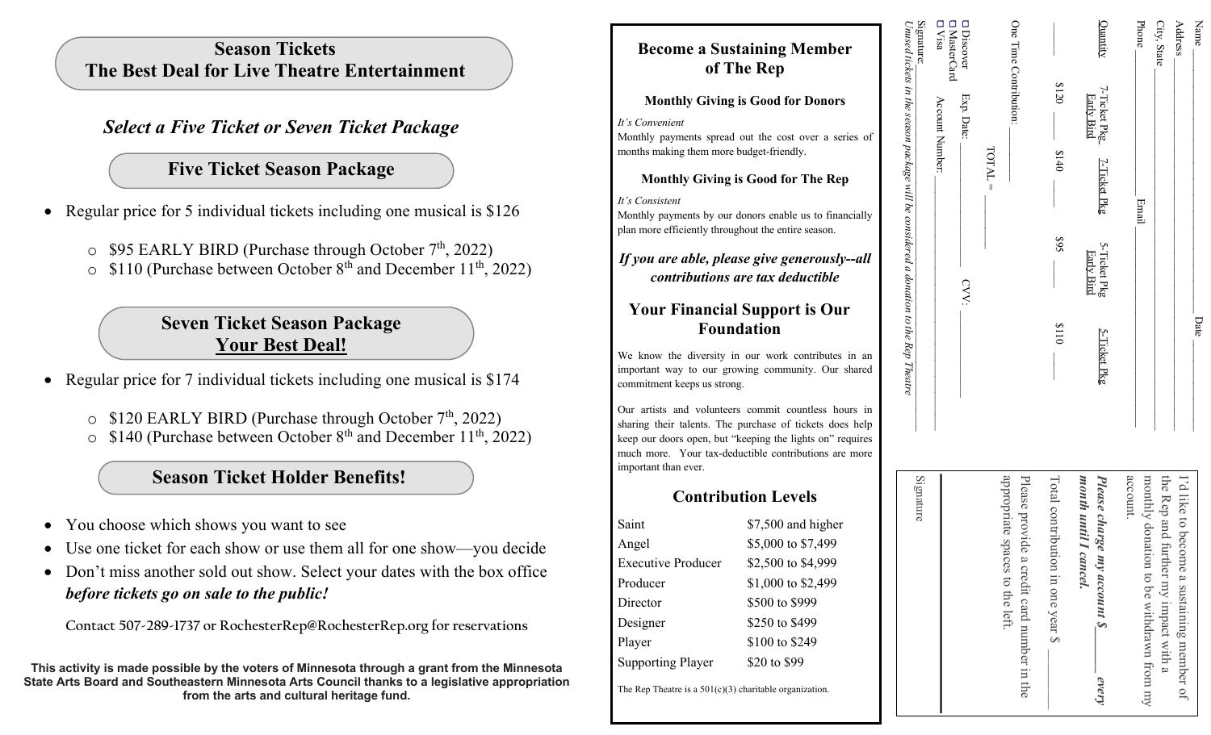## Season Tickets The Best Deal for Live Theatre Entertainment

### *Select a Five Ticket or Seven Ticket Package*

### Five Ticket Season Package

- Regular price for 5 individual tickets including one musical is $126
  - $95 EARLY BIRD (Purchase through October 7th, 2022)
  - $110 (Purchase between October 8th and December 11th, 2022)

### Seven Ticket Season Package Your Best Deal!

- Regular price for 7 individual tickets including one musical is $174
  - $120 EARLY BIRD (Purchase through October 7th, 2022)
  - $140 (Purchase between October 8th and December 11th, 2022)

### Season Ticket Holder Benefits!

- You choose which shows you want to see
- Use one ticket for each show or use them all for one show—you decide
- Don't miss another sold out show. Select your dates with the box office ***before tickets go on sale to the public!***

Contact 507-289-1737 or RochesterRep@RochesterRep.org for reservations

**This activity is made possible by the voters of Minnesota through a grant from the Minnesota State Arts Board and Southeastern Minnesota Arts Council thanks to a legislative appropriation from the arts and cultural heritage fund.**

## Become a Sustaining Member of The Rep

### Monthly Giving is Good for Donors

*It's Convenient*

Monthly payments spread out the cost over a series of months making them more budget-friendly.

### Monthly Giving is Good for The Rep

*It's Consistent*

Monthly payments by our donors enable us to financially plan more efficiently throughout the entire season.

***If you are able, please give generously--all contributions are tax deductible***

## Your Financial Support is Our Foundation

We know the diversity in our work contributes in an important way to our growing community. Our shared commitment keeps us strong.

Our artists and volunteers commit countless hours in sharing their talents. The purchase of tickets does help keep our doors open, but "keeping the lights on" requires much more. Your tax-deductible contributions are more important than ever.

## Contribution Levels

| | |
|---|---|
| Saint | $7,500 and higher |
| Angel | $5,000 to $7,499 |
| Executive Producer | $2,500 to $4,999 |
| Producer | $1,000 to $2,499 |
| Director | $500 to $999 |
| Designer | $250 to $499 |
| Player | $100 to $249 |
| Supporting Player | $20 to $99 |

The Rep Theatre is a 501(c)(3) charitable organization.

Name ______________________________ Date ________

Address ______________________________

City, State ______________________________

Phone ______________ Email ______________

| Quantity | 7-Ticket Pkg Early Bird | 7-Ticket Pkg | 5-Ticket Pkg Early Bird | 5-Ticket Pkg |
|---|---|---|---|---|
| ____ | $120 ____ | $140 ____ | $95 ____ | $110 ____ |

One Time Contribution: ________

TOTAL = ________

☐ Discover Exp. Date: ________ CVV: ________

☐ MasterCard Account Number: ________________

☐ Visa

Signature: ______________________________

*Unused tickets in the season package will be considered a donation to the Rep Theatre*

I'd like to become a sustaining member of the Rep and further my impact with a monthly donation to be withdrawn from my account.

***Please charge my account $______ every month until I cancel.***

Total contribution in one year $ ________

Please provide a credit card number in the appropriate spaces to the left.

Signature ______________________________